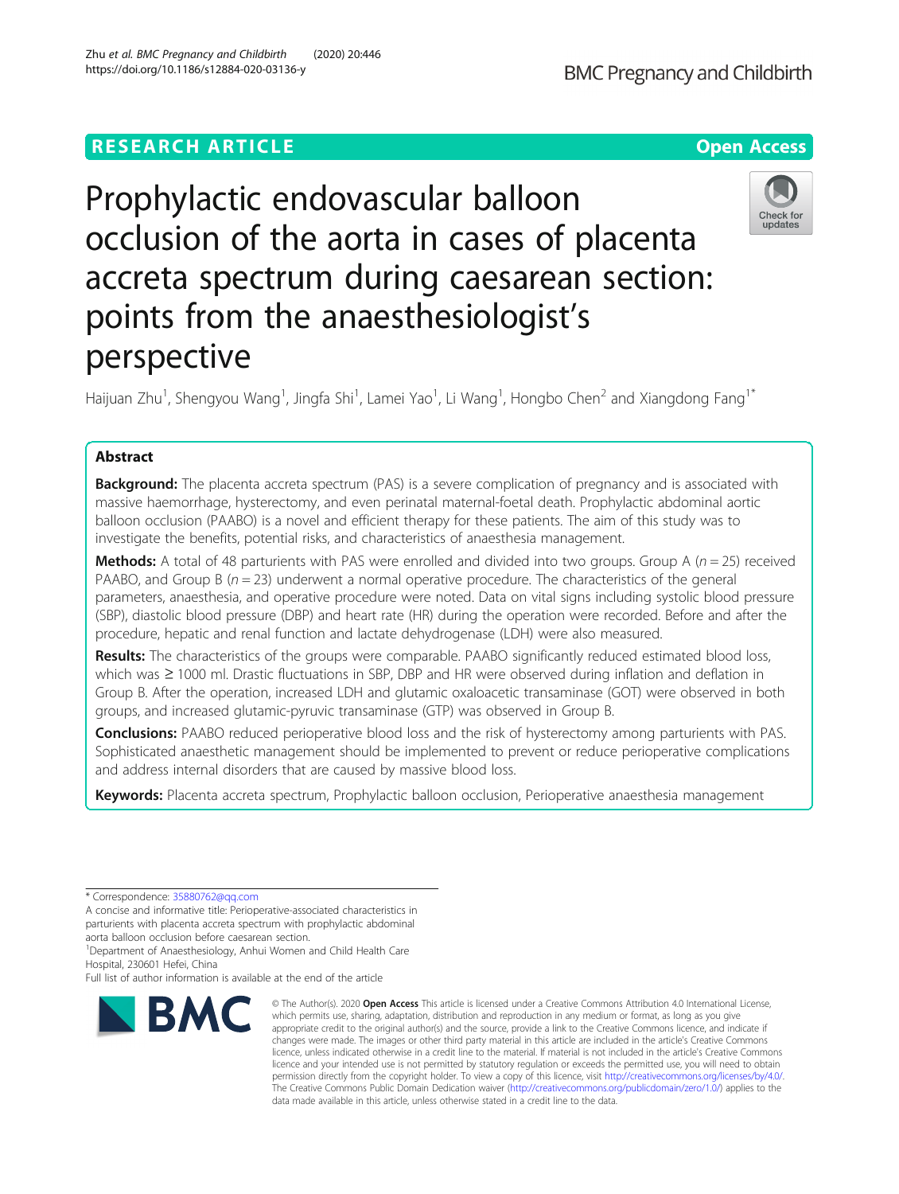RESEARCH ARTICLE

Open Access

# Prophylactic endovascular balloon occlusion of the aorta in cases of placenta accreta spectrum during caesarean section: points from the anaesthesiologist's perspective

Haijuan Zhu[1], Shengyou Wang[1], Jingfa Shi[1], Lamei Yao[1], Li Wang[1], Hongbo Chen[2] and Xiangdong Fang[1*]

## Abstract

**Background:** The placenta accreta spectrum (PAS) is a severe complication of pregnancy and is associated with massive haemorrhage, hysterectomy, and even perinatal maternal-foetal death. Prophylactic abdominal aortic balloon occlusion (PAABO) is a novel and efficient therapy for these patients. The aim of this study was to investigate the benefits, potential risks, and characteristics of anaesthesia management.

**Methods:** A total of 48 parturients with PAS were enrolled and divided into two groups. Group A ($n = 25$) received PAABO, and Group B ($n = 23$) underwent a normal operative procedure. The characteristics of the general parameters, anaesthesia, and operative procedure were noted. Data on vital signs including systolic blood pressure (SBP), diastolic blood pressure (DBP) and heart rate (HR) during the operation were recorded. Before and after the procedure, hepatic and renal function and lactate dehydrogenase (LDH) were also measured.

**Results:** The characteristics of the groups were comparable. PAABO significantly reduced estimated blood loss, which was ≥ 1000 ml. Drastic fluctuations in SBP, DBP and HR were observed during inflation and deflation in Group B. After the operation, increased LDH and glutamic oxaloacetic transaminase (GOT) were observed in both groups, and increased glutamic-pyruvic transaminase (GTP) was observed in Group B.

**Conclusions:** PAABO reduced perioperative blood loss and the risk of hysterectomy among parturients with PAS. Sophisticated anaesthetic management should be implemented to prevent or reduce perioperative complications and address internal disorders that are caused by massive blood loss.

**Keywords:** Placenta accreta spectrum, Prophylactic balloon occlusion, Perioperative anaesthesia management

---

* Correspondence: 35880762@qq.com

A concise and informative title: Perioperative-associated characteristics in parturients with placenta accreta spectrum with prophylactic abdominal aorta balloon occlusion before caesarean section.

[1]Department of Anaesthesiology, Anhui Women and Child Health Care Hospital, 230601 Hefei, China

Full list of author information is available at the end of the article

© The Author(s). 2020 **Open Access** This article is licensed under a Creative Commons Attribution 4.0 International License, which permits use, sharing, adaptation, distribution and reproduction in any medium or format, as long as you give appropriate credit to the original author(s) and the source, provide a link to the Creative Commons licence, and indicate if changes were made. The images or other third party material in this article are included in the article's Creative Commons licence, unless indicated otherwise in a credit line to the material. If material is not included in the article's Creative Commons licence and your intended use is not permitted by statutory regulation or exceeds the permitted use, you will need to obtain permission directly from the copyright holder. To view a copy of this licence, visit http://creativecommons.org/licenses/by/4.0/. The Creative Commons Public Domain Dedication waiver (http://creativecommons.org/publicdomain/zero/1.0/) applies to the data made available in this article, unless otherwise stated in a credit line to the data.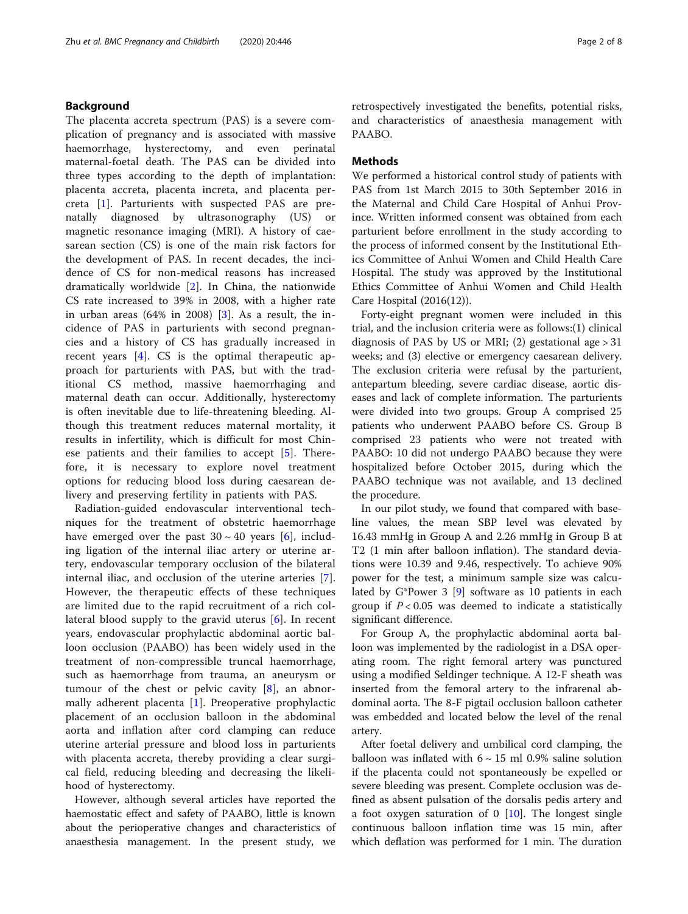## Background

The placenta accreta spectrum (PAS) is a severe complication of pregnancy and is associated with massive haemorrhage, hysterectomy, and even perinatal maternal-foetal death. The PAS can be divided into three types according to the depth of implantation: placenta accreta, placenta increta, and placenta percreta [1]. Parturients with suspected PAS are prenatally diagnosed by ultrasonography (US) or magnetic resonance imaging (MRI). A history of caesarean section (CS) is one of the main risk factors for the development of PAS. In recent decades, the incidence of CS for non-medical reasons has increased dramatically worldwide [2]. In China, the nationwide CS rate increased to 39% in 2008, with a higher rate in urban areas (64% in 2008) [3]. As a result, the incidence of PAS in parturients with second pregnancies and a history of CS has gradually increased in recent years [4]. CS is the optimal therapeutic approach for parturients with PAS, but with the traditional CS method, massive haemorrhaging and maternal death can occur. Additionally, hysterectomy is often inevitable due to life-threatening bleeding. Although this treatment reduces maternal mortality, it results in infertility, which is difficult for most Chinese patients and their families to accept [5]. Therefore, it is necessary to explore novel treatment options for reducing blood loss during caesarean delivery and preserving fertility in patients with PAS.

Radiation-guided endovascular interventional techniques for the treatment of obstetric haemorrhage have emerged over the past 30 ~ 40 years [6], including ligation of the internal iliac artery or uterine artery, endovascular temporary occlusion of the bilateral internal iliac, and occlusion of the uterine arteries [7]. However, the therapeutic effects of these techniques are limited due to the rapid recruitment of a rich collateral blood supply to the gravid uterus [6]. In recent years, endovascular prophylactic abdominal aortic balloon occlusion (PAABO) has been widely used in the treatment of non-compressible truncal haemorrhage, such as haemorrhage from trauma, an aneurysm or tumour of the chest or pelvic cavity [8], an abnormally adherent placenta [1]. Preoperative prophylactic placement of an occlusion balloon in the abdominal aorta and inflation after cord clamping can reduce uterine arterial pressure and blood loss in parturients with placenta accreta, thereby providing a clear surgical field, reducing bleeding and decreasing the likelihood of hysterectomy.

However, although several articles have reported the haemostatic effect and safety of PAABO, little is known about the perioperative changes and characteristics of anaesthesia management. In the present study, we retrospectively investigated the benefits, potential risks, and characteristics of anaesthesia management with PAABO.

## Methods

We performed a historical control study of patients with PAS from 1st March 2015 to 30th September 2016 in the Maternal and Child Care Hospital of Anhui Province. Written informed consent was obtained from each parturient before enrollment in the study according to the process of informed consent by the Institutional Ethics Committee of Anhui Women and Child Health Care Hospital. The study was approved by the Institutional Ethics Committee of Anhui Women and Child Health Care Hospital (2016(12)).

Forty-eight pregnant women were included in this trial, and the inclusion criteria were as follows:(1) clinical diagnosis of PAS by US or MRI; (2) gestational age > 31 weeks; and (3) elective or emergency caesarean delivery. The exclusion criteria were refusal by the parturient, antepartum bleeding, severe cardiac disease, aortic diseases and lack of complete information. The parturients were divided into two groups. Group A comprised 25 patients who underwent PAABO before CS. Group B comprised 23 patients who were not treated with PAABO: 10 did not undergo PAABO because they were hospitalized before October 2015, during which the PAABO technique was not available, and 13 declined the procedure.

In our pilot study, we found that compared with baseline values, the mean SBP level was elevated by 16.43 mmHg in Group A and 2.26 mmHg in Group B at T2 (1 min after balloon inflation). The standard deviations were 10.39 and 9.46, respectively. To achieve 90% power for the test, a minimum sample size was calculated by G*Power 3 [9] software as 10 patients in each group if $P < 0.05$ was deemed to indicate a statistically significant difference.

For Group A, the prophylactic abdominal aorta balloon was implemented by the radiologist in a DSA operating room. The right femoral artery was punctured using a modified Seldinger technique. A 12-F sheath was inserted from the femoral artery to the infrarenal abdominal aorta. The 8-F pigtail occlusion balloon catheter was embedded and located below the level of the renal artery.

After foetal delivery and umbilical cord clamping, the balloon was inflated with 6 ~ 15 ml 0.9% saline solution if the placenta could not spontaneously be expelled or severe bleeding was present. Complete occlusion was defined as absent pulsation of the dorsalis pedis artery and a foot oxygen saturation of 0 [10]. The longest single continuous balloon inflation time was 15 min, after which deflation was performed for 1 min. The duration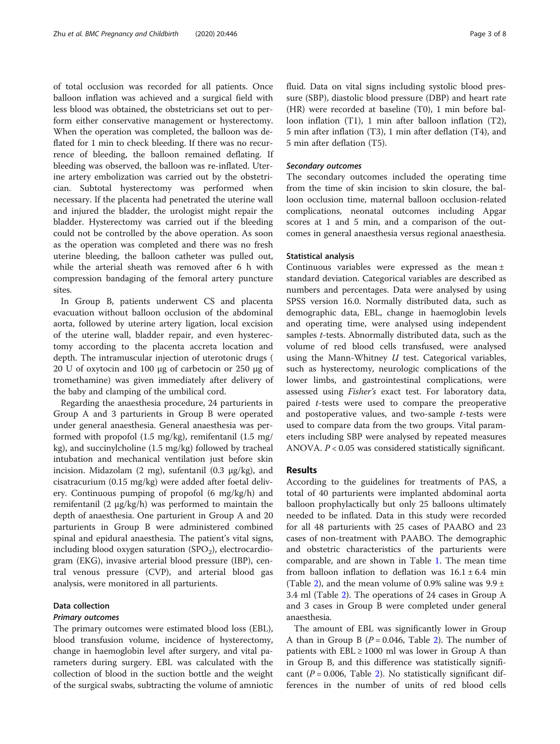of total occlusion was recorded for all patients. Once balloon inflation was achieved and a surgical field with less blood was obtained, the obstetricians set out to perform either conservative management or hysterectomy. When the operation was completed, the balloon was deflated for 1 min to check bleeding. If there was no recurrence of bleeding, the balloon remained deflating. If bleeding was observed, the balloon was re-inflated. Uterine artery embolization was carried out by the obstetrician. Subtotal hysterectomy was performed when necessary. If the placenta had penetrated the uterine wall and injured the bladder, the urologist might repair the bladder. Hysterectomy was carried out if the bleeding could not be controlled by the above operation. As soon as the operation was completed and there was no fresh uterine bleeding, the balloon catheter was pulled out, while the arterial sheath was removed after 6 h with compression bandaging of the femoral artery puncture sites.

In Group B, patients underwent CS and placenta evacuation without balloon occlusion of the abdominal aorta, followed by uterine artery ligation, local excision of the uterine wall, bladder repair, and even hysterectomy according to the placenta accreta location and depth. The intramuscular injection of uterotonic drugs (20 U of oxytocin and 100 μg of carbetocin or 250 μg of tromethamine) was given immediately after delivery of the baby and clamping of the umbilical cord.

Regarding the anaesthesia procedure, 24 parturients in Group A and 3 parturients in Group B were operated under general anaesthesia. General anaesthesia was performed with propofol (1.5 mg/kg), remifentanil (1.5 mg/kg), and succinylcholine (1.5 mg/kg) followed by tracheal intubation and mechanical ventilation just before skin incision. Midazolam (2 mg), sufentanil (0.3 μg/kg), and cisatracurium (0.15 mg/kg) were added after foetal delivery. Continuous pumping of propofol (6 mg/kg/h) and remifentanil (2 μg/kg/h) was performed to maintain the depth of anaesthesia. One parturient in Group A and 20 parturients in Group B were administered combined spinal and epidural anaesthesia. The patient's vital signs, including blood oxygen saturation ($SPO_2$), electrocardiogram (EKG), invasive arterial blood pressure (IBP), central venous pressure (CVP), and arterial blood gas analysis, were monitored in all parturients.

## Data collection

### Primary outcomes

The primary outcomes were estimated blood loss (EBL), blood transfusion volume, incidence of hysterectomy, change in haemoglobin level after surgery, and vital parameters during surgery. EBL was calculated with the collection of blood in the suction bottle and the weight of the surgical swabs, subtracting the volume of amniotic fluid. Data on vital signs including systolic blood pressure (SBP), diastolic blood pressure (DBP) and heart rate (HR) were recorded at baseline (T0), 1 min before balloon inflation (T1), 1 min after balloon inflation (T2), 5 min after inflation (T3), 1 min after deflation (T4), and 5 min after deflation (T5).

### Secondary outcomes

The secondary outcomes included the operating time from the time of skin incision to skin closure, the balloon occlusion time, maternal balloon occlusion-related complications, neonatal outcomes including Apgar scores at 1 and 5 min, and a comparison of the outcomes in general anaesthesia versus regional anaesthesia.

## Statistical analysis

Continuous variables were expressed as the mean ± standard deviation. Categorical variables are described as numbers and percentages. Data were analysed by using SPSS version 16.0. Normally distributed data, such as demographic data, EBL, change in haemoglobin levels and operating time, were analysed using independent samples *t*-tests. Abnormally distributed data, such as the volume of red blood cells transfused, were analysed using the Mann-Whitney *U* test. Categorical variables, such as hysterectomy, neurologic complications of the lower limbs, and gastrointestinal complications, were assessed using *Fisher's* exact test. For laboratory data, paired *t*-tests were used to compare the preoperative and postoperative values, and two-sample *t*-tests were used to compare data from the two groups. Vital parameters including SBP were analysed by repeated measures ANOVA. $P < 0.05$ was considered statistically significant.

# Results

According to the guidelines for treatments of PAS, a total of 40 parturients were implanted abdominal aorta balloon prophylactically but only 25 balloons ultimately needed to be inflated. Data in this study were recorded for all 48 parturients with 25 cases of PAABO and 23 cases of non-treatment with PAABO. The demographic and obstetric characteristics of the parturients were comparable, and are shown in Table 1. The mean time from balloon inflation to deflation was 16.1 ± 6.4 min (Table 2), and the mean volume of 0.9% saline was 9.9 ± 3.4 ml (Table 2). The operations of 24 cases in Group A and 3 cases in Group B were completed under general anaesthesia.

The amount of EBL was significantly lower in Group A than in Group B ($P = 0.046$, Table 2). The number of patients with EBL ≥ 1000 ml was lower in Group A than in Group B, and this difference was statistically significant ($P = 0.006$, Table 2). No statistically significant differences in the number of units of red blood cells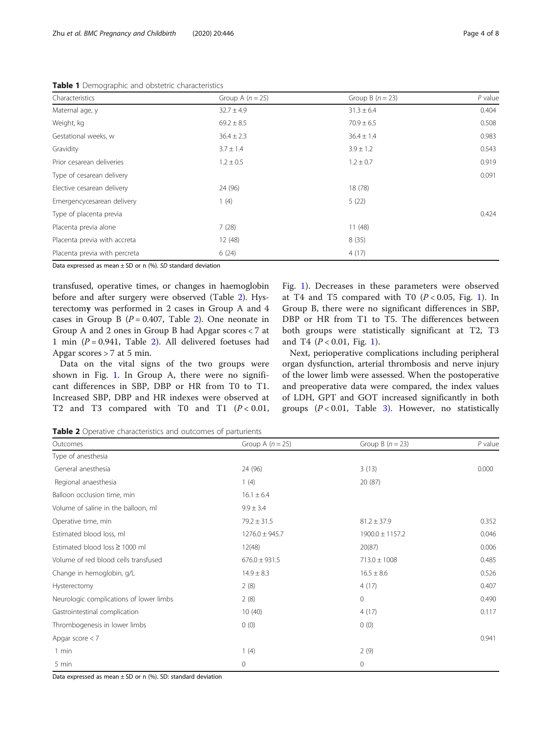**Table 1** Demographic and obstetric characteristics

| Characteristics | Group A ($n = 25$) | Group B ($n = 23$) | *P* value |
|---|---|---|---|
| Maternal age, y | 32.7 ± 4.9 | 31.3 ± 6.4 | 0.404 |
| Weight, kg | 69.2 ± 8.5 | 70.9 ± 6.5 | 0.508 |
| Gestational weeks, w | 36.4 ± 2.3 | 36.4 ± 1.4 | 0.983 |
| Gravidity | 3.7 ± 1.4 | 3.9 ± 1.2 | 0.543 |
| Prior cesarean deliveries | 1.2 ± 0.5 | 1.2 ± 0.7 | 0.919 |
| Type of cesarean delivery | | | 0.091 |
| Elective cesarean delivery | 24 (96) | 18 (78) | |
| Emergencycesarean delivery | 1 (4) | 5 (22) | |
| Type of placenta previa | | | 0.424 |
| Placenta previa alone | 7 (28) | 11 (48) | |
| Placenta previa with accreta | 12 (48) | 8 (35) | |
| Placenta previa with percreta | 6 (24) | 4 (17) | |

Data expressed as mean ± SD or n (%). *SD* standard deviation

transfused, operative times, or changes in haemoglobin before and after surgery were observed (Table 2). Hysterectomy was performed in 2 cases in Group A and 4 cases in Group B ($P = 0.407$, Table 2). One neonate in Group A and 2 ones in Group B had Apgar scores < 7 at 1 min ($P = 0.941$, Table 2). All delivered foetuses had Apgar scores > 7 at 5 min.

Data on the vital signs of the two groups were shown in Fig. 1. In Group A, there were no significant differences in SBP, DBP or HR from T0 to T1. Increased SBP, DBP and HR indexes were observed at T2 and T3 compared with T0 and T1 ($P < 0.01$, Fig. 1). Decreases in these parameters were observed at T4 and T5 compared with T0 ($P < 0.05$, Fig. 1). In Group B, there were no significant differences in SBP, DBP or HR from T1 to T5. The differences between both groups were statistically significant at T2, T3 and T4 ($P < 0.01$, Fig. 1).

Next, perioperative complications including peripheral organ dysfunction, arterial thrombosis and nerve injury of the lower limb were assessed. When the postoperative and preoperative data were compared, the index values of LDH, GPT and GOT increased significantly in both groups ($P < 0.01$, Table 3). However, no statistically

**Table 2** Operative characteristics and outcomes of parturients

| Outcomes | Group A ($n = 25$) | Group B ($n = 23$) | *P* value |
|---|---|---|---|
| Type of anesthesia | | | |
| General anesthesia | 24 (96) | 3 (13) | 0.000 |
| Regional anaesthesia | 1 (4) | 20 (87) | |
| Balloon occlusion time, min | 16.1 ± 6.4 | | |
| Volume of saline in the balloon, ml | 9.9 ± 3.4 | | |
| Operative time, min | 79.2 ± 31.5 | 81.2 ± 37.9 | 0.352 |
| Estimated blood loss, ml | 1276.0 ± 945.7 | 1900.0 ± 1157.2 | 0.046 |
| Estimated blood loss ≥ 1000 ml | 12(48) | 20(87) | 0.006 |
| Volume of red blood cells transfused | 676.0 ± 931.5 | 713.0 ± 1008 | 0.485 |
| Change in hemoglobin, g/L | 14.9 ± 8.3 | 16.5 ± 8.6 | 0.526 |
| Hysterectomy | 2 (8) | 4 (17) | 0.407 |
| Neurologic complications of lower limbs | 2 (8) | 0 | 0.490 |
| Gastrointestinal complication | 10 (40) | 4 (17) | 0.117 |
| Thrombogenesis in lower limbs | 0 (0) | 0 (0) | |
| Apgar score < 7 | | | 0.941 |
| 1 min | 1 (4) | 2 (9) | |
| 5 min | 0 | 0 | |

Data expressed as mean ± SD or n (%). SD: standard deviation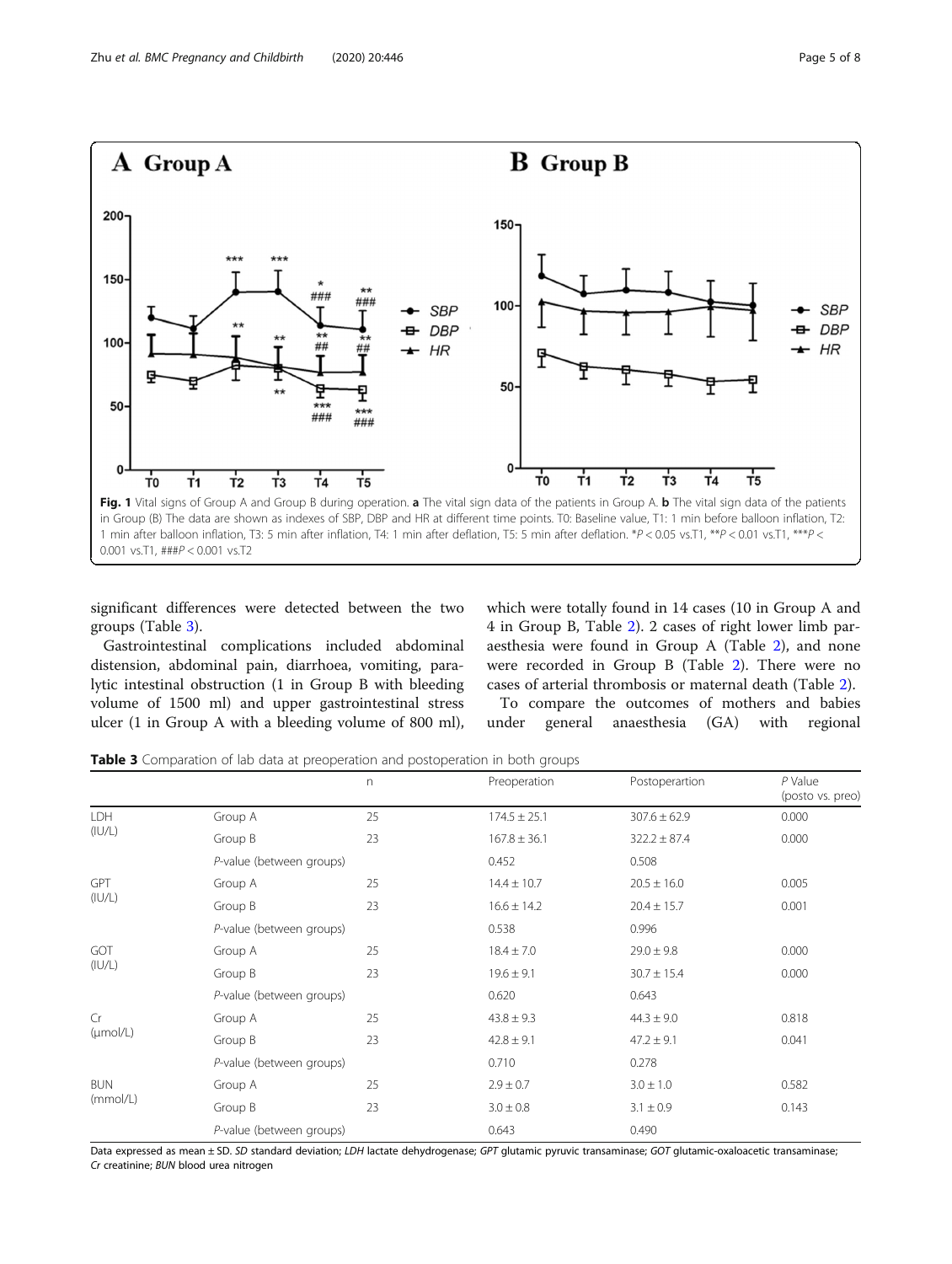Fig. 1 Vital signs of Group A and Group B during operation. **a** The vital sign data of the patients in Group A. **b** The vital sign data of the patients in Group (B) The data are shown as indexes of SBP, DBP and HR at different time points. T0: Baseline value, T1: 1 min before balloon inflation, T2: 1 min after balloon inflation, T3: 5 min after inflation, T4: 1 min after deflation, T5: 5 min after deflation. *$P < 0.05$ vs.T1, **$P < 0.01$ vs.T1, ***$P < 0.001$ vs.T1, ###$P < 0.001$ vs.T2

significant differences were detected between the two groups (Table 3).

Gastrointestinal complications included abdominal distension, abdominal pain, diarrhoea, vomiting, paralytic intestinal obstruction (1 in Group B with bleeding volume of 1500 ml) and upper gastrointestinal stress ulcer (1 in Group A with a bleeding volume of 800 ml), which were totally found in 14 cases (10 in Group A and 4 in Group B, Table 2). 2 cases of right lower limb paraesthesia were found in Group A (Table 2), and none were recorded in Group B (Table 2). There were no cases of arterial thrombosis or maternal death (Table 2).

To compare the outcomes of mothers and babies under general anaesthesia (GA) with regional

**Table 3** Comparation of lab data at preoperation and postoperation in both groups

| | | n | Preoperation | Postoperartion | *P* Value (posto vs. preo) |
|---|---|---|---|---|---|
| LDH (IU/L) | Group A | 25 | 174.5 ± 25.1 | 307.6 ± 62.9 | 0.000 |
| | Group B | 23 | 167.8 ± 36.1 | 322.2 ± 87.4 | 0.000 |
| | *P*-value (between groups) | | 0.452 | 0.508 | |
| GPT (IU/L) | Group A | 25 | 14.4 ± 10.7 | 20.5 ± 16.0 | 0.005 |
| | Group B | 23 | 16.6 ± 14.2 | 20.4 ± 15.7 | 0.001 |
| | *P*-value (between groups) | | 0.538 | 0.996 | |
| GOT (IU/L) | Group A | 25 | 18.4 ± 7.0 | 29.0 ± 9.8 | 0.000 |
| | Group B | 23 | 19.6 ± 9.1 | 30.7 ± 15.4 | 0.000 |
| | *P*-value (between groups) | | 0.620 | 0.643 | |
| Cr (μmol/L) | Group A | 25 | 43.8 ± 9.3 | 44.3 ± 9.0 | 0.818 |
| | Group B | 23 | 42.8 ± 9.1 | 47.2 ± 9.1 | 0.041 |
| | *P*-value (between groups) | | 0.710 | 0.278 | |
| BUN (mmol/L) | Group A | 25 | 2.9 ± 0.7 | 3.0 ± 1.0 | 0.582 |
| | Group B | 23 | 3.0 ± 0.8 | 3.1 ± 0.9 | 0.143 |
| | *P*-value (between groups) | | 0.643 | 0.490 | |

Data expressed as mean ± SD. *SD* standard deviation; *LDH* lactate dehydrogenase; *GPT* glutamic pyruvic transaminase; *GOT* glutamic-oxaloacetic transaminase; *Cr* creatinine; *BUN* blood urea nitrogen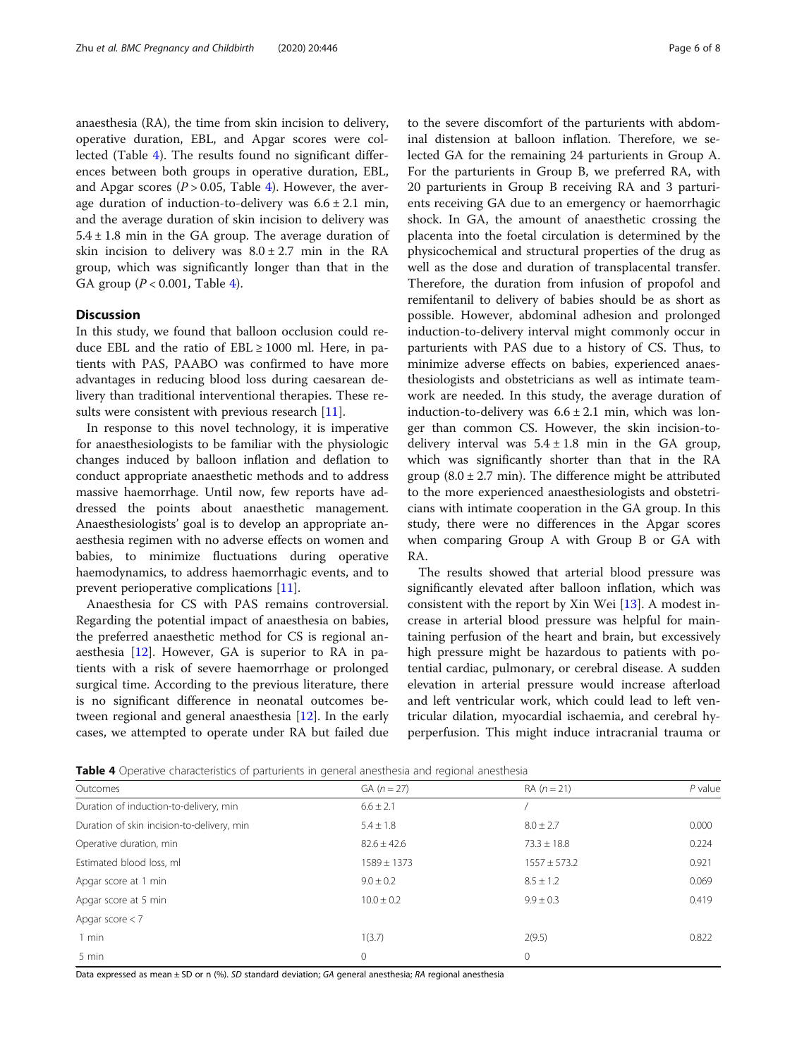anaesthesia (RA), the time from skin incision to delivery, operative duration, EBL, and Apgar scores were collected (Table 4). The results found no significant differences between both groups in operative duration, EBL, and Apgar scores ($P > 0.05$, Table 4). However, the average duration of induction-to-delivery was 6.6 ± 2.1 min, and the average duration of skin incision to delivery was 5.4 ± 1.8 min in the GA group. The average duration of skin incision to delivery was 8.0 ± 2.7 min in the RA group, which was significantly longer than that in the GA group ($P < 0.001$, Table 4).

## Discussion

In this study, we found that balloon occlusion could reduce EBL and the ratio of EBL ≥ 1000 ml. Here, in patients with PAS, PAABO was confirmed to have more advantages in reducing blood loss during caesarean delivery than traditional interventional therapies. These results were consistent with previous research [11].

In response to this novel technology, it is imperative for anaesthesiologists to be familiar with the physiologic changes induced by balloon inflation and deflation to conduct appropriate anaesthetic methods and to address massive haemorrhage. Until now, few reports have addressed the points about anaesthetic management. Anaesthesiologists' goal is to develop an appropriate anaesthesia regimen with no adverse effects on women and babies, to minimize fluctuations during operative haemodynamics, to address haemorrhagic events, and to prevent perioperative complications [11].

Anaesthesia for CS with PAS remains controversial. Regarding the potential impact of anaesthesia on babies, the preferred anaesthetic method for CS is regional anaesthesia [12]. However, GA is superior to RA in patients with a risk of severe haemorrhage or prolonged surgical time. According to the previous literature, there is no significant difference in neonatal outcomes between regional and general anaesthesia [12]. In the early cases, we attempted to operate under RA but failed due to the severe discomfort of the parturients with abdominal distension at balloon inflation. Therefore, we selected GA for the remaining 24 parturients in Group A. For the parturients in Group B, we preferred RA, with 20 parturients in Group B receiving RA and 3 parturients receiving GA due to an emergency or haemorrhagic shock. In GA, the amount of anaesthetic crossing the placenta into the foetal circulation is determined by the physicochemical and structural properties of the drug as well as the dose and duration of transplacental transfer. Therefore, the duration from infusion of propofol and remifentanil to delivery of babies should be as short as possible. However, abdominal adhesion and prolonged induction-to-delivery interval might commonly occur in parturients with PAS due to a history of CS. Thus, to minimize adverse effects on babies, experienced anaesthesiologists and obstetricians as well as intimate teamwork are needed. In this study, the average duration of induction-to-delivery was 6.6 ± 2.1 min, which was longer than common CS. However, the skin incision-to-delivery interval was 5.4 ± 1.8 min in the GA group, which was significantly shorter than that in the RA group (8.0 ± 2.7 min). The difference might be attributed to the more experienced anaesthesiologists and obstetricians with intimate cooperation in the GA group. In this study, there were no differences in the Apgar scores when comparing Group A with Group B or GA with RA.

The results showed that arterial blood pressure was significantly elevated after balloon inflation, which was consistent with the report by Xin Wei [13]. A modest increase in arterial blood pressure was helpful for maintaining perfusion of the heart and brain, but excessively high pressure might be hazardous to patients with potential cardiac, pulmonary, or cerebral disease. A sudden elevation in arterial pressure would increase afterload and left ventricular work, which could lead to left ventricular dilation, myocardial ischaemia, and cerebral hyperperfusion. This might induce intracranial trauma or

**Table 4** Operative characteristics of parturients in general anesthesia and regional anesthesia

| Outcomes | GA ($n = 27$) | RA ($n = 21$) | $P$ value |
|---|---|---|---|
| Duration of induction-to-delivery, min | 6.6 ± 2.1 | / | |
| Duration of skin incision-to-delivery, min | 5.4 ± 1.8 | 8.0 ± 2.7 | 0.000 |
| Operative duration, min | 82.6 ± 42.6 | 73.3 ± 18.8 | 0.224 |
| Estimated blood loss, ml | 1589 ± 1373 | 1557 ± 573.2 | 0.921 |
| Apgar score at 1 min | 9.0 ± 0.2 | 8.5 ± 1.2 | 0.069 |
| Apgar score at 5 min | 10.0 ± 0.2 | 9.9 ± 0.3 | 0.419 |
| Apgar score < 7 | | | |
| 1 min | 1(3.7) | 2(9.5) | 0.822 |
| 5 min | 0 | 0 | |

Data expressed as mean ± SD or n (%). *SD* standard deviation; *GA* general anesthesia; *RA* regional anesthesia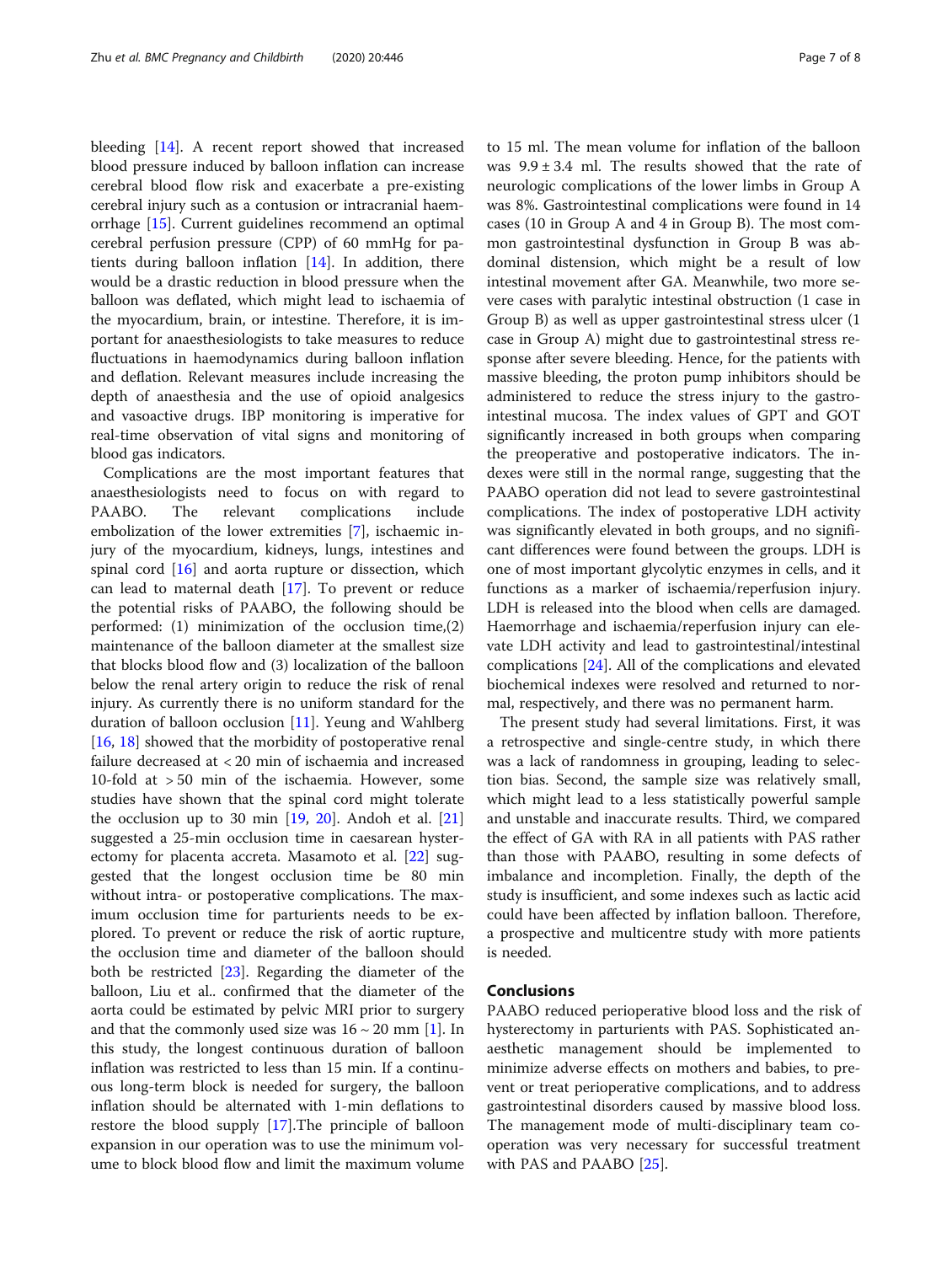bleeding [14]. A recent report showed that increased blood pressure induced by balloon inflation can increase cerebral blood flow risk and exacerbate a pre-existing cerebral injury such as a contusion or intracranial haemorrhage [15]. Current guidelines recommend an optimal cerebral perfusion pressure (CPP) of 60 mmHg for patients during balloon inflation [14]. In addition, there would be a drastic reduction in blood pressure when the balloon was deflated, which might lead to ischaemia of the myocardium, brain, or intestine. Therefore, it is important for anaesthesiologists to take measures to reduce fluctuations in haemodynamics during balloon inflation and deflation. Relevant measures include increasing the depth of anaesthesia and the use of opioid analgesics and vasoactive drugs. IBP monitoring is imperative for real-time observation of vital signs and monitoring of blood gas indicators.

Complications are the most important features that anaesthesiologists need to focus on with regard to PAABO. The relevant complications include embolization of the lower extremities [7], ischaemic injury of the myocardium, kidneys, lungs, intestines and spinal cord [16] and aorta rupture or dissection, which can lead to maternal death [17]. To prevent or reduce the potential risks of PAABO, the following should be performed: (1) minimization of the occlusion time,(2) maintenance of the balloon diameter at the smallest size that blocks blood flow and (3) localization of the balloon below the renal artery origin to reduce the risk of renal injury. As currently there is no uniform standard for the duration of balloon occlusion [11]. Yeung and Wahlberg [16, 18] showed that the morbidity of postoperative renal failure decreased at < 20 min of ischaemia and increased 10-fold at > 50 min of the ischaemia. However, some studies have shown that the spinal cord might tolerate the occlusion up to 30 min [19, 20]. Andoh et al. [21] suggested a 25-min occlusion time in caesarean hysterectomy for placenta accreta. Masamoto et al. [22] suggested that the longest occlusion time be 80 min without intra- or postoperative complications. The maximum occlusion time for parturients needs to be explored. To prevent or reduce the risk of aortic rupture, the occlusion time and diameter of the balloon should both be restricted [23]. Regarding the diameter of the balloon, Liu et al.. confirmed that the diameter of the aorta could be estimated by pelvic MRI prior to surgery and that the commonly used size was 16 ~ 20 mm [1]. In this study, the longest continuous duration of balloon inflation was restricted to less than 15 min. If a continuous long-term block is needed for surgery, the balloon inflation should be alternated with 1-min deflations to restore the blood supply [17].The principle of balloon expansion in our operation was to use the minimum volume to block blood flow and limit the maximum volume to 15 ml. The mean volume for inflation of the balloon was 9.9 ± 3.4 ml. The results showed that the rate of neurologic complications of the lower limbs in Group A was 8%. Gastrointestinal complications were found in 14 cases (10 in Group A and 4 in Group B). The most common gastrointestinal dysfunction in Group B was abdominal distension, which might be a result of low intestinal movement after GA. Meanwhile, two more severe cases with paralytic intestinal obstruction (1 case in Group B) as well as upper gastrointestinal stress ulcer (1 case in Group A) might due to gastrointestinal stress response after severe bleeding. Hence, for the patients with massive bleeding, the proton pump inhibitors should be administered to reduce the stress injury to the gastrointestinal mucosa. The index values of GPT and GOT significantly increased in both groups when comparing the preoperative and postoperative indicators. The indexes were still in the normal range, suggesting that the PAABO operation did not lead to severe gastrointestinal complications. The index of postoperative LDH activity was significantly elevated in both groups, and no significant differences were found between the groups. LDH is one of most important glycolytic enzymes in cells, and it functions as a marker of ischaemia/reperfusion injury. LDH is released into the blood when cells are damaged. Haemorrhage and ischaemia/reperfusion injury can elevate LDH activity and lead to gastrointestinal/intestinal complications [24]. All of the complications and elevated biochemical indexes were resolved and returned to normal, respectively, and there was no permanent harm.

The present study had several limitations. First, it was a retrospective and single-centre study, in which there was a lack of randomness in grouping, leading to selection bias. Second, the sample size was relatively small, which might lead to a less statistically powerful sample and unstable and inaccurate results. Third, we compared the effect of GA with RA in all patients with PAS rather than those with PAABO, resulting in some defects of imbalance and incompletion. Finally, the depth of the study is insufficient, and some indexes such as lactic acid could have been affected by inflation balloon. Therefore, a prospective and multicentre study with more patients is needed.

## Conclusions

PAABO reduced perioperative blood loss and the risk of hysterectomy in parturients with PAS. Sophisticated anaesthetic management should be implemented to minimize adverse effects on mothers and babies, to prevent or treat perioperative complications, and to address gastrointestinal disorders caused by massive blood loss. The management mode of multi-disciplinary team cooperation was very necessary for successful treatment with PAS and PAABO [25].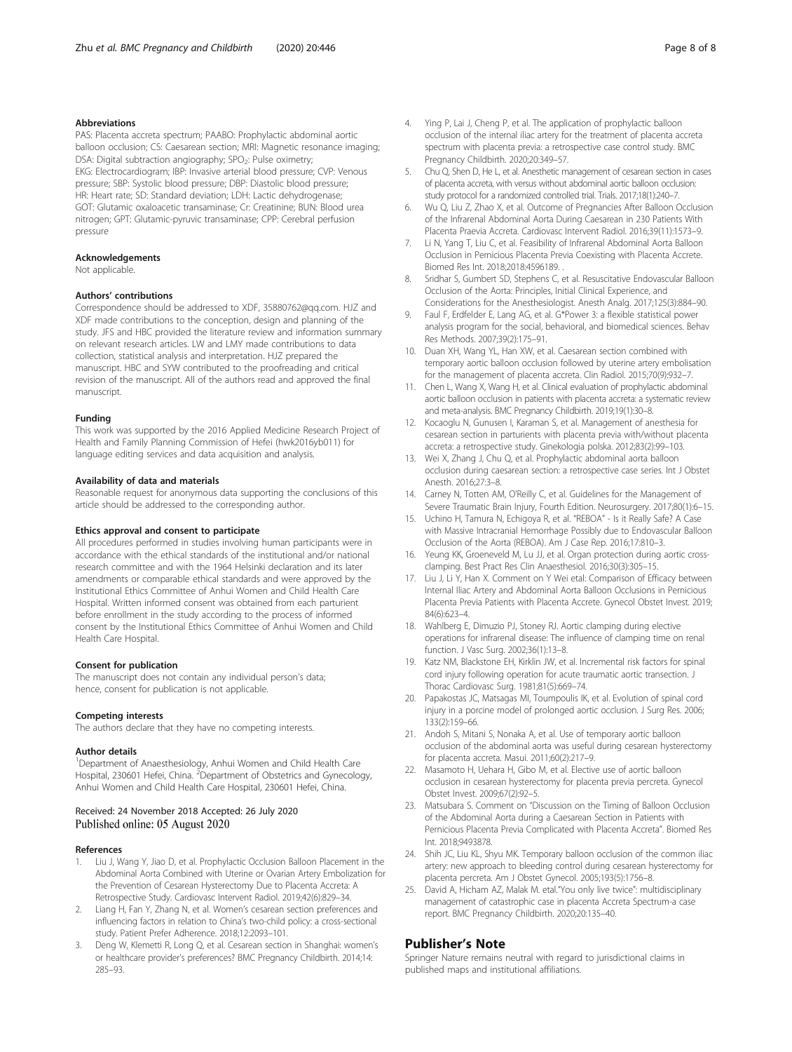### Abbreviations

PAS: Placenta accreta spectrum; PAABO: Prophylactic abdominal aortic balloon occlusion; CS: Caesarean section; MRI: Magnetic resonance imaging; DSA: Digital subtraction angiography; $SPO_2$: Pulse oximetry; EKG: Electrocardiogram; IBP: Invasive arterial blood pressure; CVP: Venous pressure; SBP: Systolic blood pressure; DBP: Diastolic blood pressure; HR: Heart rate; SD: Standard deviation; LDH: Lactic dehydrogenase; GOT: Glutamic oxaloacetic transaminase; Cr: Creatinine; BUN: Blood urea nitrogen; GPT: Glutamic-pyruvic transaminase; CPP: Cerebral perfusion pressure

### Acknowledgements

Not applicable.

### Authors' contributions

Correspondence should be addressed to XDF, 35880762@qq.com. HJZ and XDF made contributions to the conception, design and planning of the study. JFS and HBC provided the literature review and information summary on relevant research articles. LW and LMY made contributions to data collection, statistical analysis and interpretation. HJZ prepared the manuscript. HBC and SYW contributed to the proofreading and critical revision of the manuscript. All of the authors read and approved the final manuscript.

### Funding

This work was supported by the 2016 Applied Medicine Research Project of Health and Family Planning Commission of Hefei (hwk2016yb011) for language editing services and data acquisition and analysis.

### Availability of data and materials

Reasonable request for anonymous data supporting the conclusions of this article should be addressed to the corresponding author.

### Ethics approval and consent to participate

All procedures performed in studies involving human participants were in accordance with the ethical standards of the institutional and/or national research committee and with the 1964 Helsinki declaration and its later amendments or comparable ethical standards and were approved by the Institutional Ethics Committee of Anhui Women and Child Health Care Hospital. Written informed consent was obtained from each parturient before enrollment in the study according to the process of informed consent by the Institutional Ethics Committee of Anhui Women and Child Health Care Hospital.

### Consent for publication

The manuscript does not contain any individual person's data; hence, consent for publication is not applicable.

### Competing interests

The authors declare that they have no competing interests.

### Author details

[1]Department of Anaesthesiology, Anhui Women and Child Health Care Hospital, 230601 Hefei, China. [2]Department of Obstetrics and Gynecology, Anhui Women and Child Health Care Hospital, 230601 Hefei, China.

Received: 24 November 2018 Accepted: 26 July 2020
Published online: 05 August 2020

### References

1. Liu J, Wang Y, Jiao D, et al. Prophylactic Occlusion Balloon Placement in the Abdominal Aorta Combined with Uterine or Ovarian Artery Embolization for the Prevention of Cesarean Hysterectomy Due to Placenta Accreta: A Retrospective Study. Cardiovasc Intervent Radiol. 2019;42(6):829–34.
2. Liang H, Fan Y, Zhang N, et al. Women's cesarean section preferences and influencing factors in relation to China's two-child policy: a cross-sectional study. Patient Prefer Adherence. 2018;12:2093–101.
3. Deng W, Klemetti R, Long Q, et al. Cesarean section in Shanghai: women's or healthcare provider's preferences? BMC Pregnancy Childbirth. 2014;14:285–93.
4. Ying P, Lai J, Cheng P, et al. The application of prophylactic balloon occlusion of the internal iliac artery for the treatment of placenta accreta spectrum with placenta previa: a retrospective case control study. BMC Pregnancy Childbirth. 2020;20:349–57.
5. Chu Q, Shen D, He L, et al. Anesthetic management of cesarean section in cases of placenta accreta, with versus without abdominal aortic balloon occlusion: study protocol for a randomized controlled trial. Trials. 2017;18(1):240–7.
6. Wu Q, Liu Z, Zhao X, et al. Outcome of Pregnancies After Balloon Occlusion of the Infrarenal Abdominal Aorta During Caesarean in 230 Patients With Placenta Praevia Accreta. Cardiovasc Intervent Radiol. 2016;39(11):1573–9.
7. Li N, Yang T, Liu C, et al. Feasibility of Infrarenal Abdominal Aorta Balloon Occlusion in Pernicious Placenta Previa Coexisting with Placenta Accrete. Biomed Res Int. 2018;2018:4596189. .
8. Sridhar S, Gumbert SD, Stephens C, et al. Resuscitative Endovascular Balloon Occlusion of the Aorta: Principles, Initial Clinical Experience, and Considerations for the Anesthesiologist. Anesth Analg. 2017;125(3):884–90.
9. Faul F, Erdfelder E, Lang AG, et al. G*Power 3: a flexible statistical power analysis program for the social, behavioral, and biomedical sciences. Behav Res Methods. 2007;39(2):175–91.
10. Duan XH, Wang YL, Han XW, et al. Caesarean section combined with temporary aortic balloon occlusion followed by uterine artery embolisation for the management of placenta accreta. Clin Radiol. 2015;70(9):932–7.
11. Chen L, Wang X, Wang H, et al. Clinical evaluation of prophylactic abdominal aortic balloon occlusion in patients with placenta accreta: a systematic review and meta-analysis. BMC Pregnancy Childbirth. 2019;19(1):30–8.
12. Kocaoglu N, Gunusen I, Karaman S, et al. Management of anesthesia for cesarean section in parturients with placenta previa with/without placenta accreta: a retrospective study. Ginekologia polska. 2012;83(2):99–103.
13. Wei X, Zhang J, Chu Q, et al. Prophylactic abdominal aorta balloon occlusion during caesarean section: a retrospective case series. Int J Obstet Anesth. 2016;27:3–8.
14. Carney N, Totten AM, O'Reilly C, et al. Guidelines for the Management of Severe Traumatic Brain Injury, Fourth Edition. Neurosurgery. 2017;80(1):6–15.
15. Uchino H, Tamura N, Echigoya R, et al. "REBOA" - Is it Really Safe? A Case with Massive Intracranial Hemorrhage Possibly due to Endovascular Balloon Occlusion of the Aorta (REBOA). Am J Case Rep. 2016;17:810–3.
16. Yeung KK, Groeneveld M, Lu JJ, et al. Organ protection during aortic cross-clamping. Best Pract Res Clin Anaesthesiol. 2016;30(3):305–15.
17. Liu J, Li Y, Han X. Comment on Y Wei etal: Comparison of Efficacy between Internal Iliac Artery and Abdominal Aorta Balloon Occlusions in Pernicious Placenta Previa Patients with Placenta Accrete. Gynecol Obstet Invest. 2019;84(6):623–4.
18. Wahlberg E, Dimuzio PJ, Stoney RJ. Aortic clamping during elective operations for infrarenal disease: The influence of clamping time on renal function. J Vasc Surg. 2002;36(1):13–8.
19. Katz NM, Blackstone EH, Kirklin JW, et al. Incremental risk factors for spinal cord injury following operation for acute traumatic aortic transection. J Thorac Cardiovasc Surg. 1981;81(5):669–74.
20. Papakostas JC, Matsagas MI, Toumpoulis IK, et al. Evolution of spinal cord injury in a porcine model of prolonged aortic occlusion. J Surg Res. 2006;133(2):159–66.
21. Andoh S, Mitani S, Nonaka A, et al. Use of temporary aortic balloon occlusion of the abdominal aorta was useful during cesarean hysterectomy for placenta accreta. Masui. 2011;60(2):217–9.
22. Masamoto H, Uehara H, Gibo M, et al. Elective use of aortic balloon occlusion in cesarean hysterectomy for placenta previa percreta. Gynecol Obstet Invest. 2009;67(2):92–5.
23. Matsubara S. Comment on "Discussion on the Timing of Balloon Occlusion of the Abdominal Aorta during a Caesarean Section in Patients with Pernicious Placenta Previa Complicated with Placenta Accreta". Biomed Res Int. 2018;9493878.
24. Shih JC, Liu KL, Shyu MK. Temporary balloon occlusion of the common iliac artery: new approach to bleeding control during cesarean hysterectomy for placenta percreta. Am J Obstet Gynecol. 2005;193(5):1756–8.
25. David A, Hicham AZ, Malak M. etal."You only live twice": multidisciplinary management of catastrophic case in placenta Accreta Spectrum-a case report. BMC Pregnancy Childbirth. 2020;20:135–40.

## Publisher's Note

Springer Nature remains neutral with regard to jurisdictional claims in published maps and institutional affiliations.